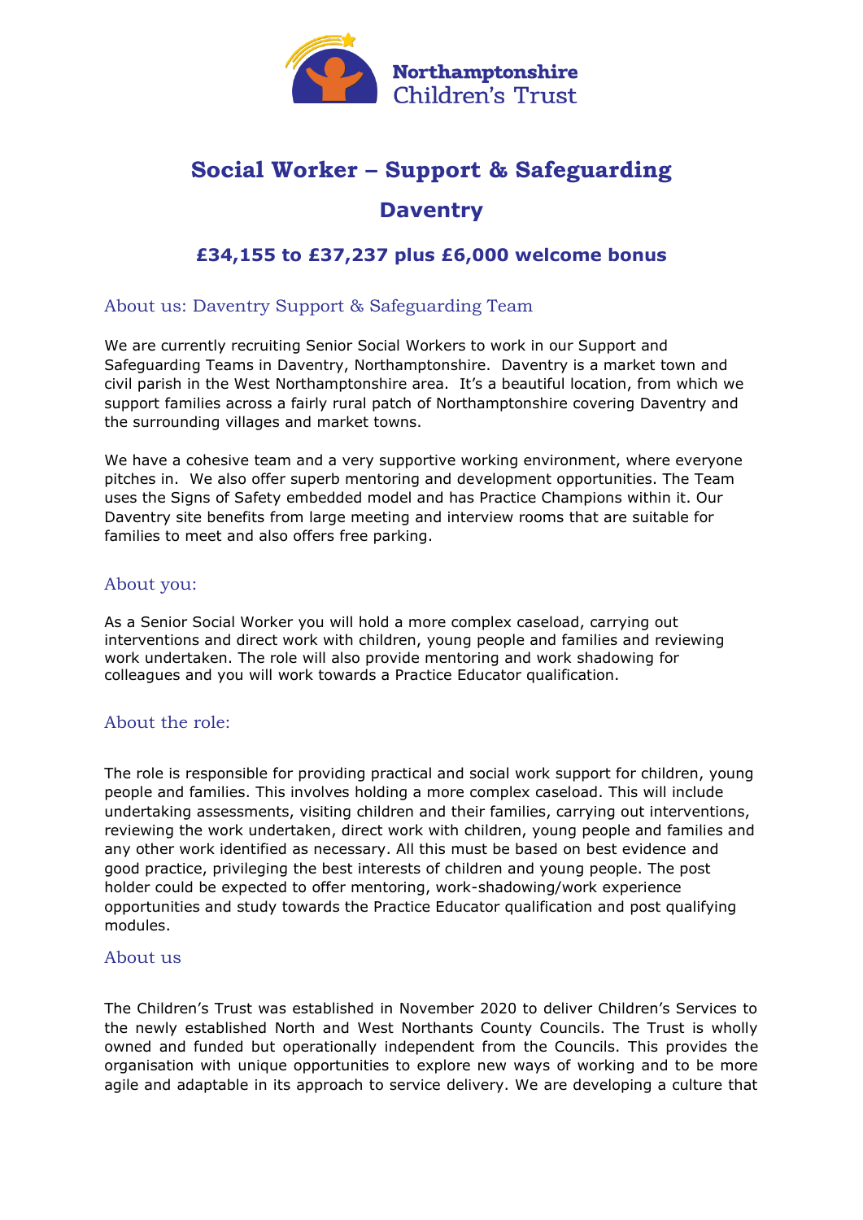Northamptonshire Children's Trust

# Social Worker – Support & Safeguarding

## Daventry

### £34,155 to £37,237 plus £6,000 welcome bonus

## About us: Daventry Support & Safeguarding Team

We are currently recruiting Senior Social Workers to work in our Support and Safeguarding Teams in Daventry, Northamptonshire. Daventry is a market town and civil parish in the West Northamptonshire area. It's a beautiful location, from which we support families across a fairly rural patch of Northamptonshire covering Daventry and the surrounding villages and market towns.

We have a cohesive team and a very supportive working environment, where everyone pitches in. We also offer superb mentoring and development opportunities. The Team uses the Signs of Safety embedded model and has Practice Champions within it. Our Daventry site benefits from large meeting and interview rooms that are suitable for families to meet and also offers free parking.

## About you:

As a Senior Social Worker you will hold a more complex caseload, carrying out interventions and direct work with children, young people and families and reviewing work undertaken. The role will also provide mentoring and work shadowing for colleagues and you will work towards a Practice Educator qualification.

## About the role:

The role is responsible for providing practical and social work support for children, young people and families. This involves holding a more complex caseload. This will include undertaking assessments, visiting children and their families, carrying out interventions, reviewing the work undertaken, direct work with children, young people and families and any other work identified as necessary. All this must be based on best evidence and good practice, privileging the best interests of children and young people. The post holder could be expected to offer mentoring, work-shadowing/work experience opportunities and study towards the Practice Educator qualification and post qualifying modules.

## About us

The Children's Trust was established in November 2020 to deliver Children's Services to the newly established North and West Northants County Councils. The Trust is wholly owned and funded but operationally independent from the Councils. This provides the organisation with unique opportunities to explore new ways of working and to be more agile and adaptable in its approach to service delivery. We are developing a culture that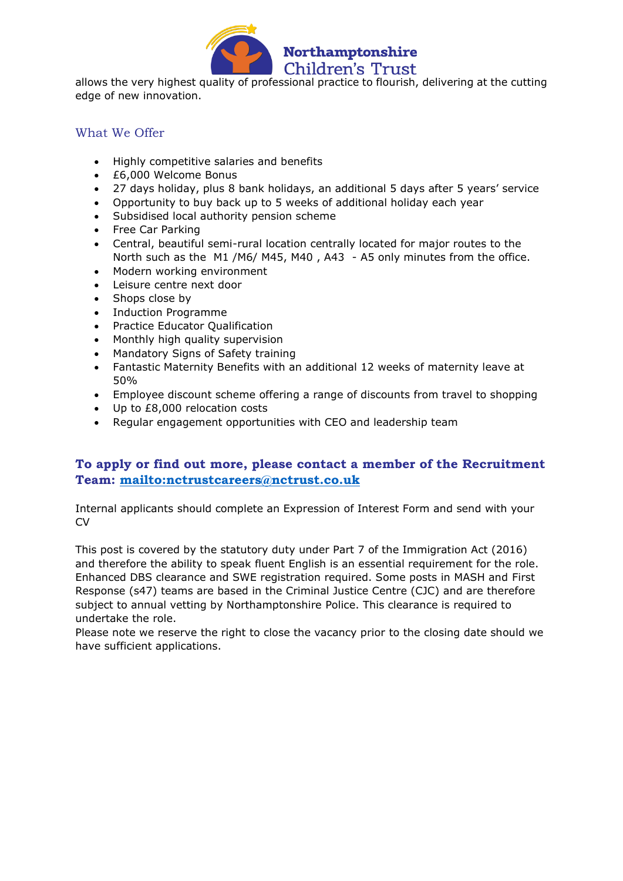allows the very highest quality of professional practice to flourish, delivering at the cutting edge of new innovation.

## What We Offer

- Highly competitive salaries and benefits
- £6,000 Welcome Bonus
- 27 days holiday, plus 8 bank holidays, an additional 5 days after 5 years' service
- Opportunity to buy back up to 5 weeks of additional holiday each year
- Subsidised local authority pension scheme
- Free Car Parking
- Central, beautiful semi-rural location centrally located for major routes to the North such as the M1 /M6/ M45, M40 , A43 - A5 only minutes from the office.
- Modern working environment
- Leisure centre next door
- Shops close by
- Induction Programme
- Practice Educator Qualification
- Monthly high quality supervision
- Mandatory Signs of Safety training
- Fantastic Maternity Benefits with an additional 12 weeks of maternity leave at 50%
- Employee discount scheme offering a range of discounts from travel to shopping
- Up to £8,000 relocation costs
- Regular engagement opportunities with CEO and leadership team

**To apply or find out more, please contact a member of the Recruitment Team: [mailto:nctrustcareers@nctrust.co.uk](mailto:nctrustcareers@nctrust.co.uk)**

Internal applicants should complete an Expression of Interest Form and send with your CV

This post is covered by the statutory duty under Part 7 of the Immigration Act (2016) and therefore the ability to speak fluent English is an essential requirement for the role. Enhanced DBS clearance and SWE registration required. Some posts in MASH and First Response (s47) teams are based in the Criminal Justice Centre (CJC) and are therefore subject to annual vetting by Northamptonshire Police. This clearance is required to undertake the role.
Please note we reserve the right to close the vacancy prior to the closing date should we have sufficient applications.